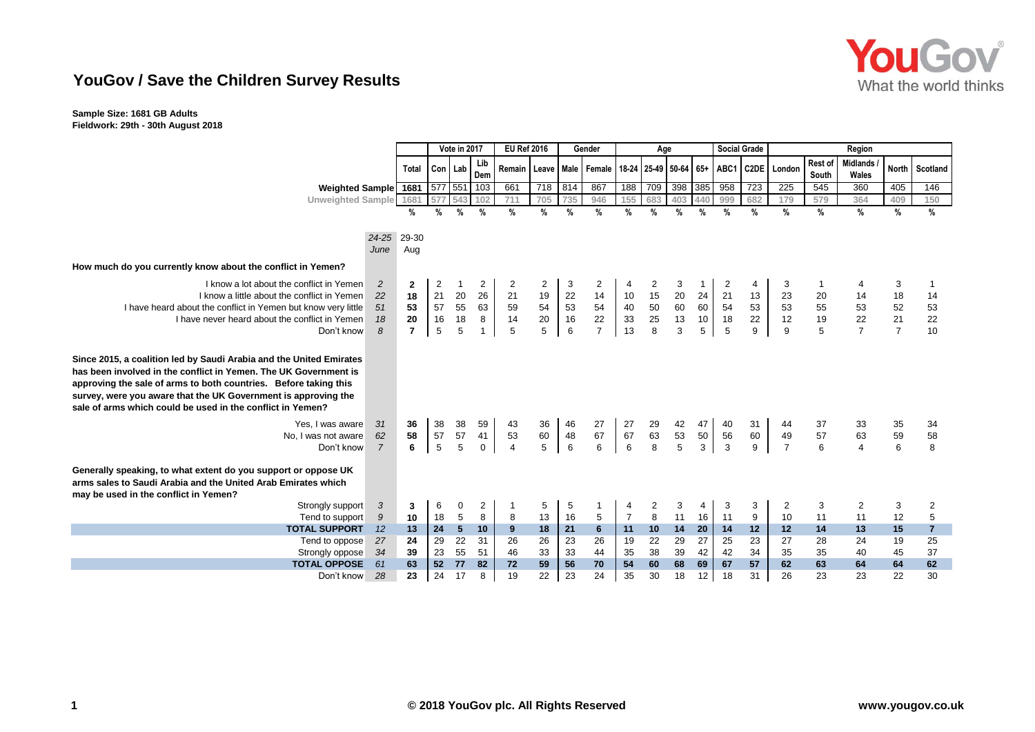# YouGov / Save the Children Survey Results

**Sample Size: 1681 GB Adults**
**Fieldwork: 29th - 30th August 2018**

| | | | Vote in 2017 | | | EU Ref 2016 | | Gender | | Age | | | | Social Grade | | Region | | | | |
|---|---|---|---|---|---|---|---|---|---|---|---|---|---|---|---|---|---|---|---|---|
| | | Total | Con | Lab | Lib Dem | Remain | Leave | Male | Female | 18-24 | 25-49 | 50-64 | 65+ | ABC1 | C2DE | London | Rest of South | Midlands / Wales | North | Scotland |
| Weighted Sample | | 1681 | 577 | 551 | 103 | 661 | 718 | 814 | 867 | 188 | 709 | 398 | 385 | 958 | 723 | 225 | 545 | 360 | 405 | 146 |
| Unweighted Sample | | 1681 | 577 | 543 | 102 | 711 | 705 | 735 | 946 | 155 | 683 | 403 | 440 | 999 | 682 | 179 | 579 | 364 | 409 | 150 |
| | | % | % | % | % | % | % | % | % | % | % | % | % | % | % | % | % | % | % | % |
| | *24-25 June* | 29-30 Aug | | | | | | | | | | | | | | | | | | |
| **How much do you currently know about the conflict in Yemen?** | | | | | | | | | | | | | | | | | | | | |
| I know a lot about the conflict in Yemen | *2* | **2** | 2 | 1 | 2 | 2 | 2 | 3 | 2 | 4 | 2 | 3 | 1 | 2 | 4 | 3 | 1 | 4 | 3 | 1 |
| I know a little about the conflict in Yemen | *22* | **18** | 21 | 20 | 26 | 21 | 19 | 22 | 14 | 10 | 15 | 20 | 24 | 21 | 13 | 23 | 20 | 14 | 18 | 14 |
| I have heard about the conflict in Yemen but know very little | *51* | **53** | 57 | 55 | 63 | 59 | 54 | 53 | 54 | 40 | 50 | 60 | 60 | 54 | 53 | 53 | 55 | 53 | 52 | 53 |
| I have never heard about the conflict in Yemen | *18* | **20** | 16 | 18 | 8 | 14 | 20 | 16 | 22 | 33 | 25 | 13 | 10 | 18 | 22 | 12 | 19 | 22 | 21 | 22 |
| Don't know | *8* | **7** | 5 | 5 | 1 | 5 | 5 | 6 | 7 | 13 | 8 | 3 | 5 | 5 | 9 | 9 | 5 | 7 | 7 | 10 |
| **Since 2015, a coalition led by Saudi Arabia and the United Emirates has been involved in the conflict in Yemen. The UK Government is approving the sale of arms to both countries. Before taking this survey, were you aware that the UK Government is approving the sale of arms which could be used in the conflict in Yemen?** | | | | | | | | | | | | | | | | | | | | |
| Yes, I was aware | *31* | **36** | 38 | 38 | 59 | 43 | 36 | 46 | 27 | 27 | 29 | 42 | 47 | 40 | 31 | 44 | 37 | 33 | 35 | 34 |
| No, I was not aware | *62* | **58** | 57 | 57 | 41 | 53 | 60 | 48 | 67 | 67 | 63 | 53 | 50 | 56 | 60 | 49 | 57 | 63 | 59 | 58 |
| Don't know | *7* | **6** | 5 | 5 | 0 | 4 | 5 | 6 | 6 | 6 | 8 | 5 | 3 | 3 | 9 | 7 | 6 | 4 | 6 | 8 |
| **Generally speaking, to what extent do you support or oppose UK arms sales to Saudi Arabia and the United Arab Emirates which may be used in the conflict in Yemen?** | | | | | | | | | | | | | | | | | | | | |
| Strongly support | *3* | **3** | 6 | 0 | 2 | 1 | 5 | 5 | 1 | 4 | 2 | 3 | 4 | 3 | 3 | 2 | 3 | 2 | 3 | 2 |
| Tend to support | *9* | **10** | 18 | 5 | 8 | 8 | 13 | 16 | 5 | 7 | 8 | 11 | 16 | 11 | 9 | 10 | 11 | 11 | 12 | 5 |
| **TOTAL SUPPORT** | *12* | **13** | **24** | **5** | **10** | **9** | **18** | **21** | **6** | **11** | **10** | **14** | **20** | **14** | **12** | **12** | **14** | **13** | **15** | **7** |
| Tend to oppose | *27* | **24** | 29 | 22 | 31 | 26 | 26 | 23 | 26 | 19 | 22 | 29 | 27 | 25 | 23 | 27 | 28 | 24 | 19 | 25 |
| Strongly oppose | *34* | **39** | 23 | 55 | 51 | 46 | 33 | 33 | 44 | 35 | 38 | 39 | 42 | 42 | 34 | 35 | 35 | 40 | 45 | 37 |
| **TOTAL OPPOSE** | *61* | **63** | **52** | **77** | **82** | **72** | **59** | **56** | **70** | **54** | **60** | **68** | **69** | **67** | **57** | **62** | **63** | **64** | **64** | **62** |
| Don't know | *28* | **23** | 24 | 17 | 8 | 19 | 22 | 23 | 24 | 35 | 30 | 18 | 12 | 18 | 31 | 26 | 23 | 23 | 22 | 30 |

**© 2018 YouGov plc. All Rights Reserved**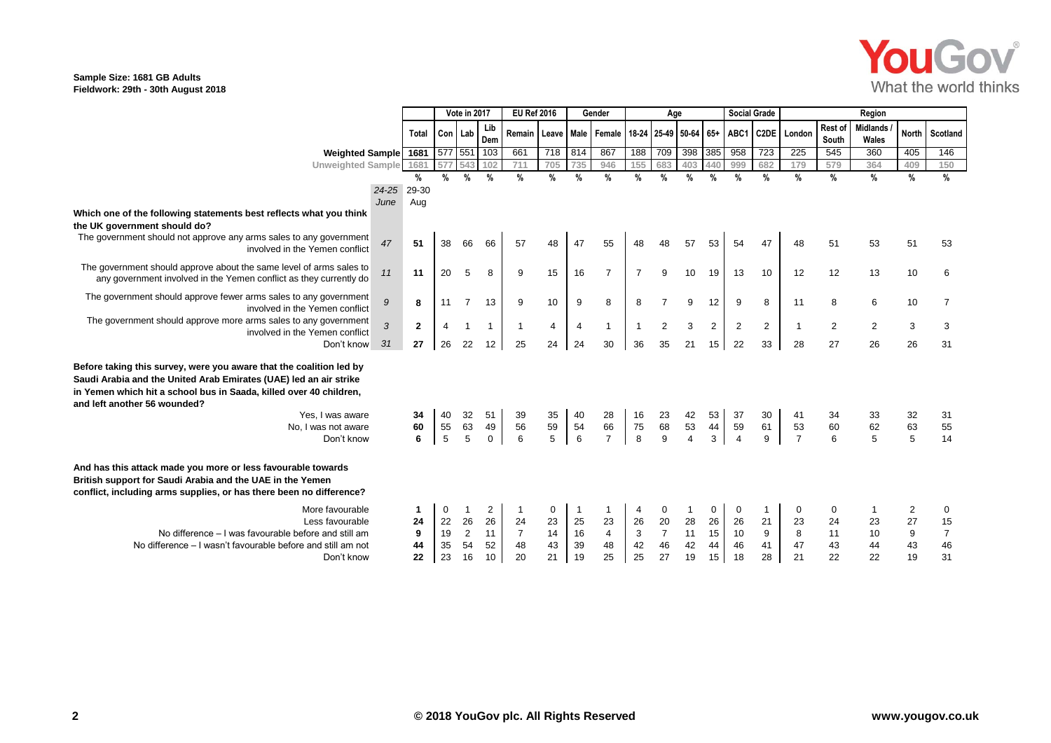**Sample Size: 1681 GB Adults**
**Fieldwork: 29th - 30th August 2018**

| | 24-25 June | Total 29-30 Aug | Con | Lab | Lib Dem | Remain | Leave | Male | Female | 18-24 | 25-49 | 50-64 | 65+ | ABC1 | C2DE | London | Rest of South | Midlands / Wales | North | Scotland |
|---|---|---|---|---|---|---|---|---|---|---|---|---|---|---|---|---|---|---|---|---|
| | | | Vote in 2017 | | | EU Ref 2016 | | Gender | | Age | | | | Social Grade | | Region | | | | |
| **Weighted Sample** | | 1681 | 577 | 551 | 103 | 661 | 718 | 814 | 867 | 188 | 709 | 398 | 385 | 958 | 723 | 225 | 545 | 360 | 405 | 146 |
| Unweighted Sample | | 1681 | 577 | 543 | 102 | 711 | 705 | 735 | 946 | 155 | 683 | 403 | 440 | 999 | 682 | 179 | 579 | 364 | 409 | 150 |
| | | % | % | % | % | % | % | % | % | % | % | % | % | % | % | % | % | % | % | % |
| **Which one of the following statements best reflects what you think the UK government should do?** | | | | | | | | | | | | | | | | | | | | |
| The government should not approve any arms sales to any government involved in the Yemen conflict | 47 | 51 | 38 | 66 | 66 | 57 | 48 | 47 | 55 | 48 | 48 | 57 | 53 | 54 | 47 | 48 | 51 | 53 | 51 | 53 |
| The government should approve about the same level of arms sales to any government involved in the Yemen conflict as they currently do | 11 | 11 | 20 | 5 | 8 | 9 | 15 | 16 | 7 | 7 | 9 | 10 | 19 | 13 | 10 | 12 | 12 | 13 | 10 | 6 |
| The government should approve fewer arms sales to any government involved in the Yemen conflict | 9 | 8 | 11 | 7 | 13 | 9 | 10 | 9 | 8 | 8 | 7 | 9 | 12 | 9 | 8 | 11 | 8 | 6 | 10 | 7 |
| The government should approve more arms sales to any government involved in the Yemen conflict | 3 | 2 | 4 | 1 | 1 | 1 | 4 | 4 | 1 | 1 | 2 | 3 | 2 | 2 | 2 | 1 | 2 | 2 | 3 | 3 |
| Don't know | 31 | 27 | 26 | 22 | 12 | 25 | 24 | 24 | 30 | 36 | 35 | 21 | 15 | 22 | 33 | 28 | 27 | 26 | 26 | 31 |
| **Before taking this survey, were you aware that the coalition led by Saudi Arabia and the United Arab Emirates (UAE) led an air strike in Yemen which hit a school bus in Saada, killed over 40 children, and left another 56 wounded?** | | | | | | | | | | | | | | | | | | | | |
| Yes, I was aware | | 34 | 40 | 32 | 51 | 39 | 35 | 40 | 28 | 16 | 23 | 42 | 53 | 37 | 30 | 41 | 34 | 33 | 32 | 31 |
| No, I was not aware | | 60 | 55 | 63 | 49 | 56 | 59 | 54 | 66 | 75 | 68 | 53 | 44 | 59 | 61 | 53 | 60 | 62 | 63 | 55 |
| Don't know | | 6 | 5 | 5 | 0 | 6 | 5 | 6 | 7 | 8 | 9 | 4 | 3 | 4 | 9 | 7 | 6 | 5 | 5 | 14 |
| **And has this attack made you more or less favourable towards British support for Saudi Arabia and the UAE in the Yemen conflict, including arms supplies, or has there been no difference?** | | | | | | | | | | | | | | | | | | | | |
| More favourable | | 1 | 0 | 1 | 2 | 1 | 0 | 1 | 1 | 4 | 0 | 1 | 0 | 0 | 1 | 0 | 0 | 1 | 2 | 0 |
| Less favourable | | 24 | 22 | 26 | 26 | 24 | 23 | 25 | 23 | 26 | 20 | 28 | 26 | 26 | 21 | 23 | 24 | 23 | 27 | 15 |
| No difference – I was favourable before and still am | | 9 | 19 | 2 | 11 | 7 | 14 | 16 | 4 | 3 | 7 | 11 | 15 | 10 | 9 | 8 | 11 | 10 | 9 | 7 |
| No difference – I wasn't favourable before and still am not | | 44 | 35 | 54 | 52 | 48 | 43 | 39 | 48 | 42 | 46 | 42 | 44 | 46 | 41 | 47 | 43 | 44 | 43 | 46 |
| Don't know | | 22 | 23 | 16 | 10 | 20 | 21 | 19 | 25 | 25 | 27 | 19 | 15 | 18 | 28 | 21 | 22 | 22 | 19 | 31 |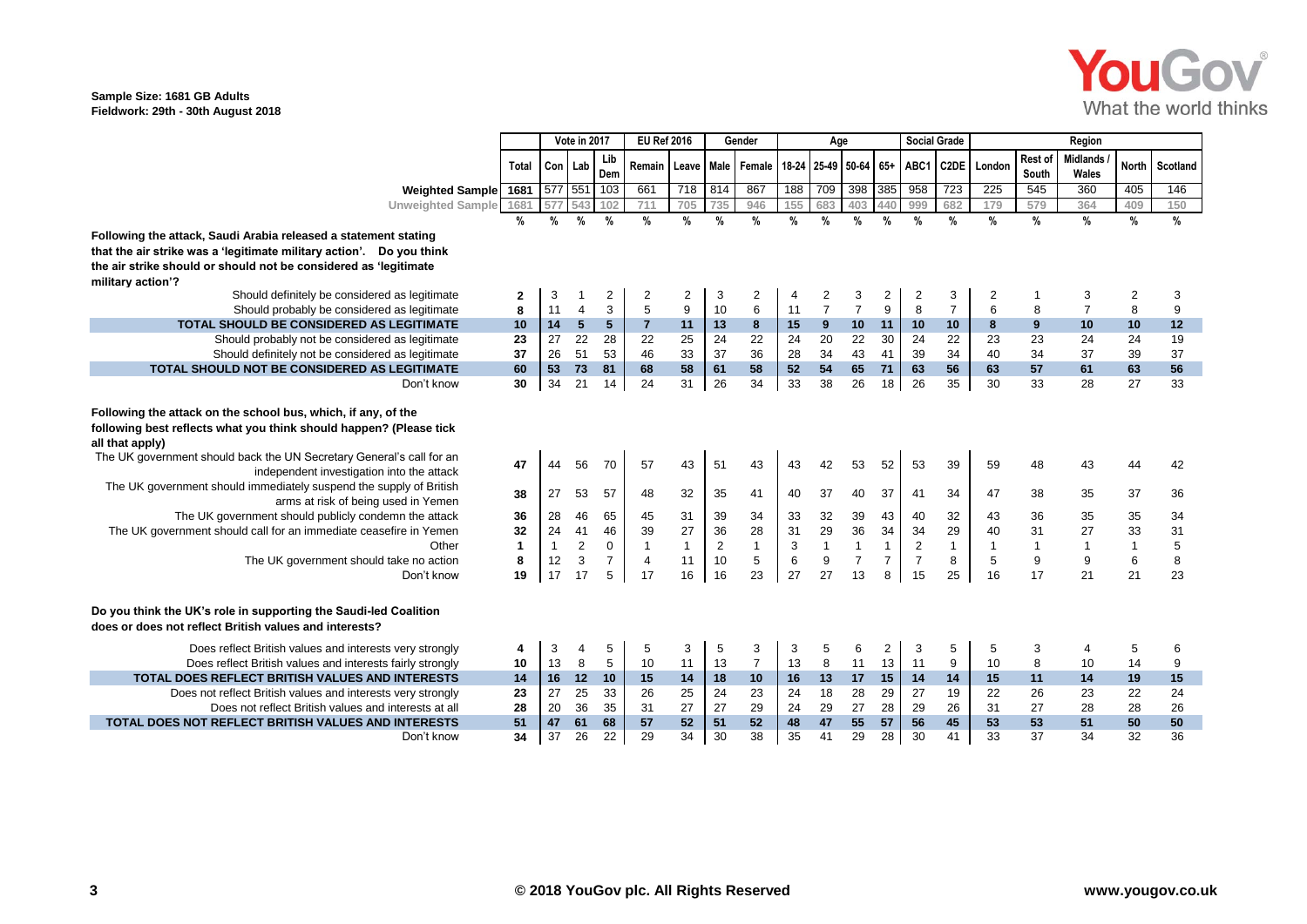**Sample Size: 1681 GB Adults**
**Fieldwork: 29th - 30th August 2018**

| | | Vote in 2017 | | | EU Ref 2016 | | Gender | | Age | | | | Social Grade | | Region | | | | |
|---|---|---|---|---|---|---|---|---|---|---|---|---|---|---|---|---|---|---|---|
| | Total | Con | Lab | Lib Dem | Remain | Leave | Male | Female | 18-24 | 25-49 | 50-64 | 65+ | ABC1 | C2DE | London | Rest of South | Midlands / Wales | North | Scotland |
| Weighted Sample | 1681 | 577 | 551 | 103 | 661 | 718 | 814 | 867 | 188 | 709 | 398 | 385 | 958 | 723 | 225 | 545 | 360 | 405 | 146 |
| Unweighted Sample | 1681 | 577 | 543 | 102 | 711 | 705 | 735 | 946 | 155 | 683 | 403 | 440 | 999 | 682 | 179 | 579 | 364 | 409 | 150 |
| | % | % | % | % | % | % | % | % | % | % | % | % | % | % | % | % | % | % | % |
| **Following the attack, Saudi Arabia released a statement stating that the air strike was a 'legitimate military action'. Do you think the air strike should or should not be considered as 'legitimate military action'?** | | | | | | | | | | | | | | | | | | | |
| Should definitely be considered as legitimate | 2 | 3 | 1 | 2 | 2 | 2 | 3 | 2 | 4 | 2 | 3 | 2 | 2 | 3 | 2 | 1 | 3 | 2 | 3 |
| Should probably be considered as legitimate | 8 | 11 | 4 | 3 | 5 | 9 | 10 | 6 | 11 | 7 | 7 | 9 | 8 | 7 | 6 | 8 | 7 | 8 | 9 |
| **TOTAL SHOULD BE CONSIDERED AS LEGITIMATE** | **10** | **14** | **5** | **5** | **7** | **11** | **13** | **8** | **15** | **9** | **10** | **11** | **10** | **10** | **8** | **9** | **10** | **10** | **12** |
| Should probably not be considered as legitimate | 23 | 27 | 22 | 28 | 22 | 25 | 24 | 22 | 24 | 20 | 22 | 30 | 24 | 22 | 23 | 23 | 24 | 24 | 19 |
| Should definitely not be considered as legitimate | 37 | 26 | 51 | 53 | 46 | 33 | 37 | 36 | 28 | 34 | 43 | 41 | 39 | 34 | 40 | 34 | 37 | 39 | 37 |
| **TOTAL SHOULD NOT BE CONSIDERED AS LEGITIMATE** | **60** | **53** | **73** | **81** | **68** | **58** | **61** | **58** | **52** | **54** | **65** | **71** | **63** | **56** | **63** | **57** | **61** | **63** | **56** |
| Don't know | 30 | 34 | 21 | 14 | 24 | 31 | 26 | 34 | 33 | 38 | 26 | 18 | 26 | 35 | 30 | 33 | 28 | 27 | 33 |
| **Following the attack on the school bus, which, if any, of the following best reflects what you think should happen? (Please tick all that apply)** | | | | | | | | | | | | | | | | | | | |
| The UK government should back the UN Secretary General's call for an independent investigation into the attack | 47 | 44 | 56 | 70 | 57 | 43 | 51 | 43 | 43 | 42 | 53 | 52 | 53 | 39 | 59 | 48 | 43 | 44 | 42 |
| The UK government should immediately suspend the supply of British arms at risk of being used in Yemen | 38 | 27 | 53 | 57 | 48 | 32 | 35 | 41 | 40 | 37 | 40 | 37 | 41 | 34 | 47 | 38 | 35 | 37 | 36 |
| The UK government should publicly condemn the attack | 36 | 28 | 46 | 65 | 45 | 31 | 39 | 34 | 33 | 32 | 39 | 43 | 40 | 32 | 43 | 36 | 35 | 35 | 34 |
| The UK government should call for an immediate ceasefire in Yemen | 32 | 24 | 41 | 46 | 39 | 27 | 36 | 28 | 31 | 29 | 36 | 34 | 34 | 29 | 40 | 31 | 27 | 33 | 31 |
| Other | 1 | 1 | 2 | 0 | 1 | 1 | 2 | 1 | 3 | 1 | 1 | 1 | 2 | 1 | 1 | 1 | 1 | 1 | 5 |
| The UK government should take no action | 8 | 12 | 3 | 7 | 4 | 11 | 10 | 5 | 6 | 9 | 7 | 7 | 7 | 8 | 5 | 9 | 9 | 6 | 8 |
| Don't know | 19 | 17 | 17 | 5 | 17 | 16 | 16 | 23 | 27 | 27 | 13 | 8 | 15 | 25 | 16 | 17 | 21 | 21 | 23 |
| **Do you think the UK's role in supporting the Saudi-led Coalition does or does not reflect British values and interests?** | | | | | | | | | | | | | | | | | | | |
| Does reflect British values and interests very strongly | 4 | 3 | 4 | 5 | 5 | 3 | 5 | 3 | 3 | 5 | 6 | 2 | 3 | 5 | 5 | 3 | 4 | 5 | 6 |
| Does reflect British values and interests fairly strongly | 10 | 13 | 8 | 5 | 10 | 11 | 13 | 7 | 13 | 8 | 11 | 13 | 11 | 9 | 10 | 8 | 10 | 14 | 9 |
| **TOTAL DOES REFLECT BRITISH VALUES AND INTERESTS** | **14** | **16** | **12** | **10** | **15** | **14** | **18** | **10** | **16** | **13** | **17** | **15** | **14** | **14** | **15** | **11** | **14** | **19** | **15** |
| Does not reflect British values and interests very strongly | 23 | 27 | 25 | 33 | 26 | 25 | 24 | 23 | 24 | 18 | 28 | 29 | 27 | 19 | 22 | 26 | 23 | 22 | 24 |
| Does not reflect British values and interests at all | 28 | 20 | 36 | 35 | 31 | 27 | 27 | 29 | 24 | 29 | 27 | 28 | 29 | 26 | 31 | 27 | 28 | 28 | 26 |
| **TOTAL DOES NOT REFLECT BRITISH VALUES AND INTERESTS** | **51** | **47** | **61** | **68** | **57** | **52** | **51** | **52** | **48** | **47** | **55** | **57** | **56** | **45** | **53** | **53** | **51** | **50** | **50** |
| Don't know | 34 | 37 | 26 | 22 | 29 | 34 | 30 | 38 | 35 | 41 | 29 | 28 | 30 | 41 | 33 | 37 | 34 | 32 | 36 |

© 2018 YouGov plc. All Rights Reserved